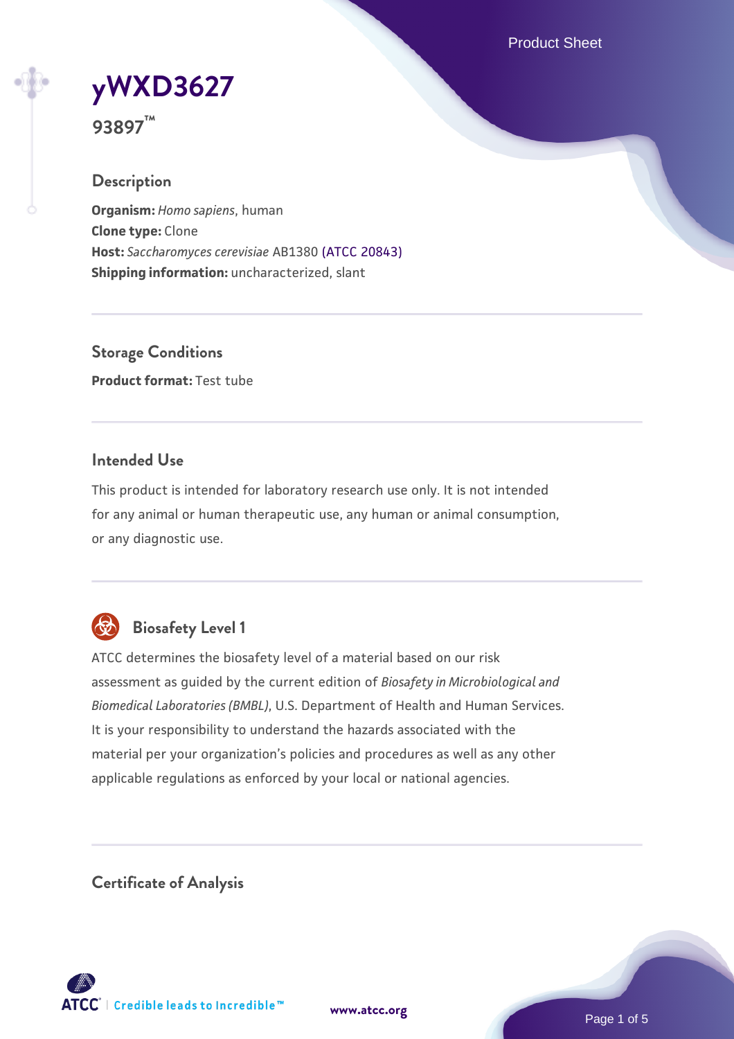# yWXD3627

**93897™**

## Description

**Organism:** *Homo sapiens*, human
**Clone type:** Clone
**Host:** *Saccharomyces cerevisiae* AB1380 (ATCC 20843)
**Shipping information:** uncharacterized, slant

## Storage Conditions

**Product format:** Test tube

## Intended Use

This product is intended for laboratory research use only. It is not intended for any animal or human therapeutic use, any human or animal consumption, or any diagnostic use.

## Biosafety Level 1

ATCC determines the biosafety level of a material based on our risk assessment as guided by the current edition of *Biosafety in Microbiological and Biomedical Laboratories (BMBL)*, U.S. Department of Health and Human Services. It is your responsibility to understand the hazards associated with the material per your organization's policies and procedures as well as any other applicable regulations as enforced by your local or national agencies.

## Certificate of Analysis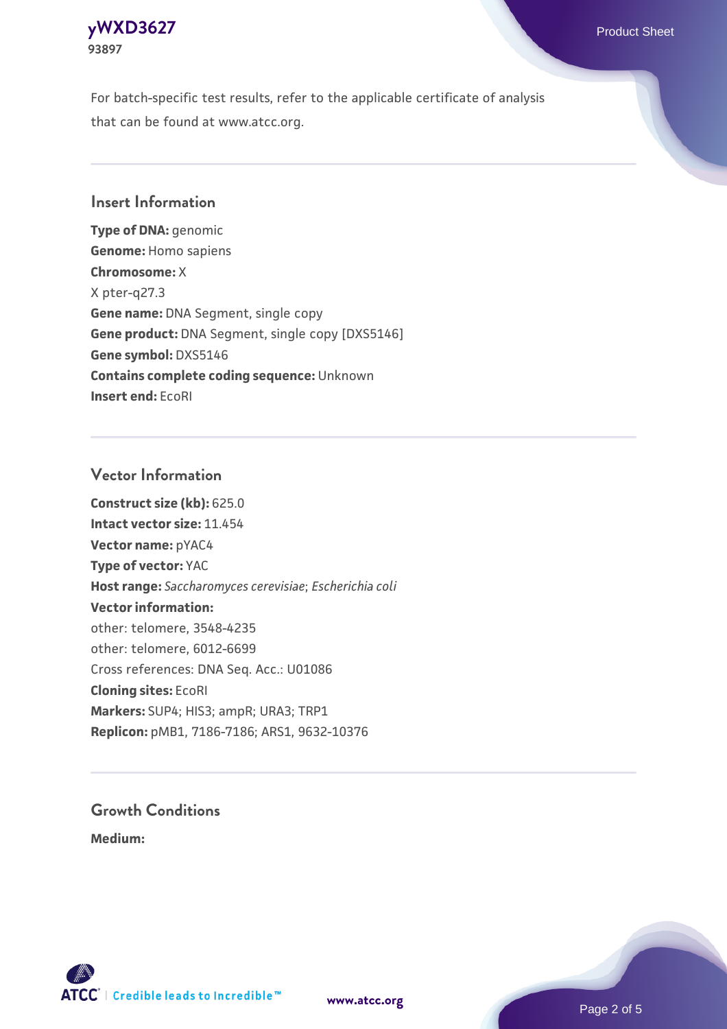For batch-specific test results, refer to the applicable certificate of analysis that can be found at www.atcc.org.

## Insert Information

**Type of DNA:** genomic
**Genome:** Homo sapiens
**Chromosome:** X
X pter-q27.3
**Gene name:** DNA Segment, single copy
**Gene product:** DNA Segment, single copy [DXS5146]
**Gene symbol:** DXS5146
**Contains complete coding sequence:** Unknown
**Insert end:** EcoRI

## Vector Information

**Construct size (kb):** 625.0
**Intact vector size:** 11.454
**Vector name:** pYAC4
**Type of vector:** YAC
**Host range:** *Saccharomyces cerevisiae*; *Escherichia coli*
**Vector information:**
other: telomere, 3548-4235
other: telomere, 6012-6699
Cross references: DNA Seq. Acc.: U01086
**Cloning sites:** EcoRI
**Markers:** SUP4; HIS3; ampR; URA3; TRP1
**Replicon:** pMB1, 7186-7186; ARS1, 9632-10376

## Growth Conditions

**Medium:**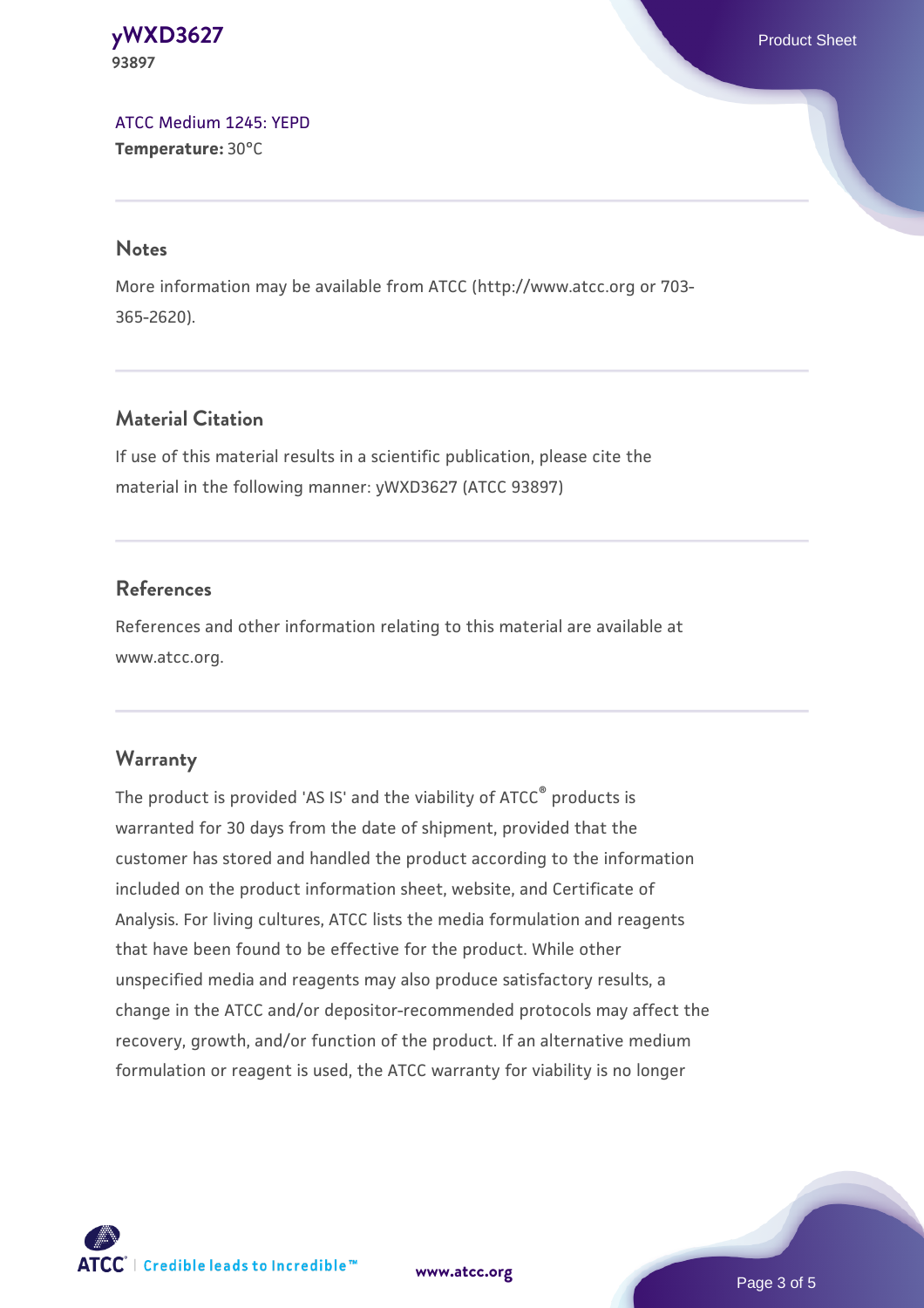ATCC Medium 1245: YEPD
**Temperature:** 30°C

## Notes

More information may be available from ATCC (http://www.atcc.org or 703-365-2620).

## Material Citation

If use of this material results in a scientific publication, please cite the material in the following manner: yWXD3627 (ATCC 93897)

## References

References and other information relating to this material are available at www.atcc.org.

## Warranty

The product is provided 'AS IS' and the viability of ATCC® products is warranted for 30 days from the date of shipment, provided that the customer has stored and handled the product according to the information included on the product information sheet, website, and Certificate of Analysis. For living cultures, ATCC lists the media formulation and reagents that have been found to be effective for the product. While other unspecified media and reagents may also produce satisfactory results, a change in the ATCC and/or depositor-recommended protocols may affect the recovery, growth, and/or function of the product. If an alternative medium formulation or reagent is used, the ATCC warranty for viability is no longer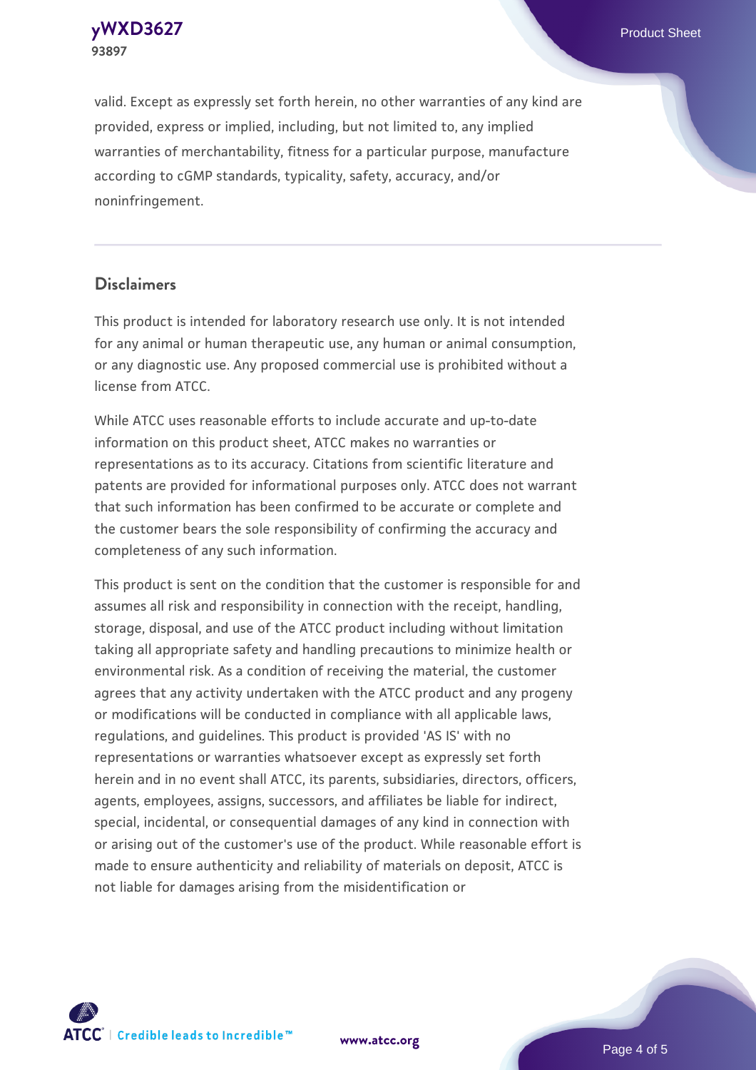valid. Except as expressly set forth herein, no other warranties of any kind are provided, express or implied, including, but not limited to, any implied warranties of merchantability, fitness for a particular purpose, manufacture according to cGMP standards, typicality, safety, accuracy, and/or noninfringement.

## Disclaimers

This product is intended for laboratory research use only. It is not intended for any animal or human therapeutic use, any human or animal consumption, or any diagnostic use. Any proposed commercial use is prohibited without a license from ATCC.

While ATCC uses reasonable efforts to include accurate and up-to-date information on this product sheet, ATCC makes no warranties or representations as to its accuracy. Citations from scientific literature and patents are provided for informational purposes only. ATCC does not warrant that such information has been confirmed to be accurate or complete and the customer bears the sole responsibility of confirming the accuracy and completeness of any such information.

This product is sent on the condition that the customer is responsible for and assumes all risk and responsibility in connection with the receipt, handling, storage, disposal, and use of the ATCC product including without limitation taking all appropriate safety and handling precautions to minimize health or environmental risk. As a condition of receiving the material, the customer agrees that any activity undertaken with the ATCC product and any progeny or modifications will be conducted in compliance with all applicable laws, regulations, and guidelines. This product is provided 'AS IS' with no representations or warranties whatsoever except as expressly set forth herein and in no event shall ATCC, its parents, subsidiaries, directors, officers, agents, employees, assigns, successors, and affiliates be liable for indirect, special, incidental, or consequential damages of any kind in connection with or arising out of the customer's use of the product. While reasonable effort is made to ensure authenticity and reliability of materials on deposit, ATCC is not liable for damages arising from the misidentification or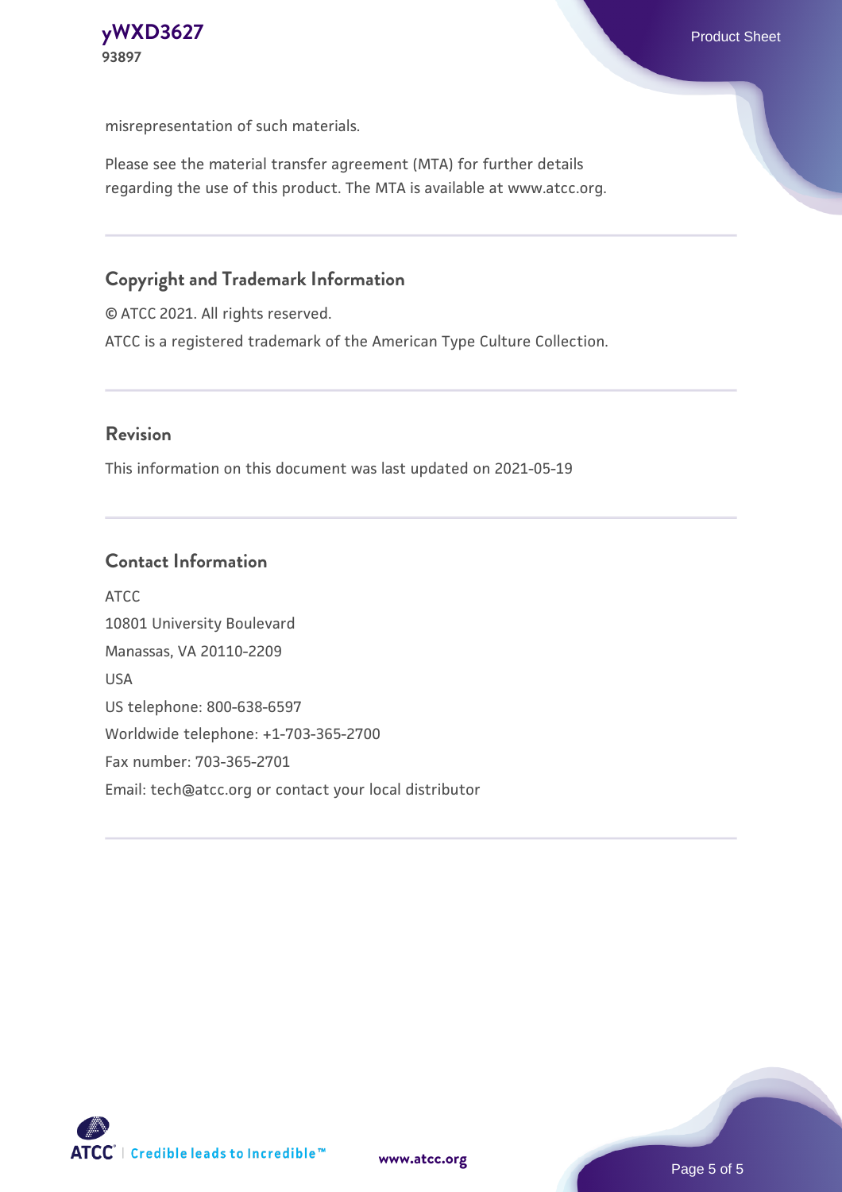misrepresentation of such materials.

Please see the material transfer agreement (MTA) for further details regarding the use of this product. The MTA is available at www.atcc.org.

## Copyright and Trademark Information

© ATCC 2021. All rights reserved.

ATCC is a registered trademark of the American Type Culture Collection.

## Revision

This information on this document was last updated on 2021-05-19

## Contact Information

ATCC
10801 University Boulevard
Manassas, VA 20110-2209
USA
US telephone: 800-638-6597
Worldwide telephone: +1-703-365-2700
Fax number: 703-365-2701
Email: tech@atcc.org or contact your local distributor